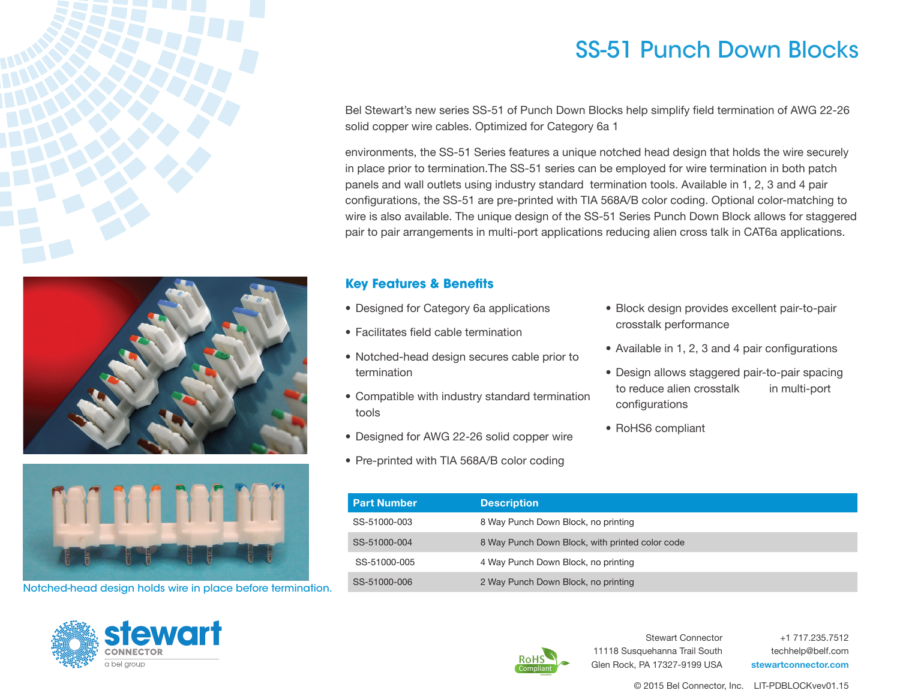# SS-51 Punch Down Blocks

Bel Stewart's new series SS-51 of Punch Down Blocks help simplify field termination of AWG 22-26 solid copper wire cables. Optimized for Category 6a 1

environments, the SS-51 Series features a unique notched head design that holds the wire securely in place prior to termination.The SS-51 series can be employed for wire termination in both patch panels and wall outlets using industry standard termination tools. Available in 1, 2, 3 and 4 pair configurations, the SS-51 are pre-printed with TIA 568A/B color coding. Optional color-matching to wire is also available. The unique design of the SS-51 Series Punch Down Block allows for staggered pair to pair arrangements in multi-port applications reducing alien cross talk in CAT6a applications.

## Key Features & Benefits

- Designed for Category 6a applications
- Facilitates field cable termination
- Notched-head design secures cable prior to termination
- Compatible with industry standard termination tools
- Designed for AWG 22-26 solid copper wire
- Pre-printed with TIA 568A/B color coding
- Block design provides excellent pair-to-pair crosstalk performance
- Available in 1, 2, 3 and 4 pair configurations
- Design allows staggered pair-to-pair spacing to reduce alien crosstalk in multi-port configurations
- RoHS6 compliant

Notched-head design holds wire in place before termination.

| Part Number | Description |
|---|---|
| SS-51000-003 | 8 Way Punch Down Block, no printing |
| SS-51000-004 | 8 Way Punch Down Block, with printed color code |
| SS-51000-005 | 4 Way Punch Down Block, no printing |
| SS-51000-006 | 2 Way Punch Down Block, no printing |

stewart CONNECTOR
a bel group

Stewart Connector
11118 Susquehanna Trail South
Glen Rock, PA 17327-9199 USA

+1 717.235.7512
techhelp@belf.com
stewartconnector.com

© 2015 Bel Connector, Inc. LIT-PDBLOCKvev01.15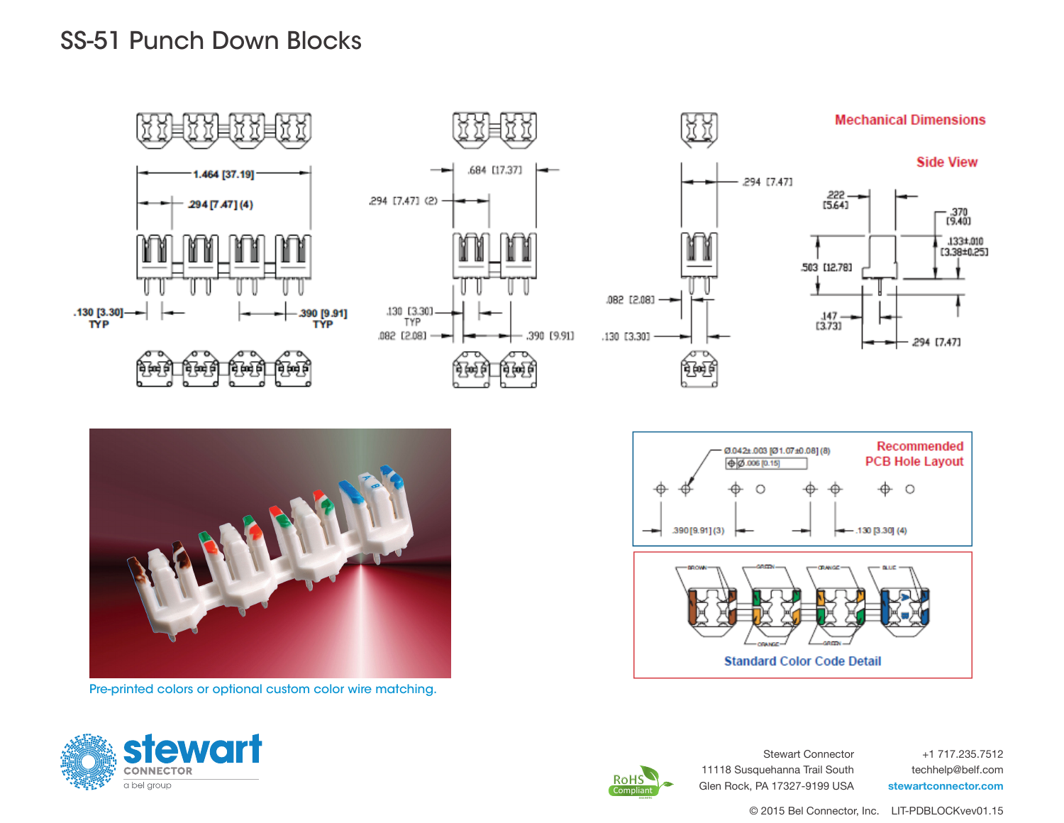# SS-51 Punch Down Blocks

## Mechanical Dimensions

1.464 [37.19]

.294 [7.47] (4)

.130 [3.30] TYP

.390 [9.91] TYP

.684 [17.37]

.294 [7.47] (2)

.130 [3.30] TYP

.082 [2.08]

.390 [9.91]

.294 [7.47]

.082 [2.08]

.130 [3.30]

### Side View

.222 [5.64]

.370 [9.40]

.133±.010 [3.38±0.25]

.503 [12.78]

.147 [3.73]

.294 [7.47]

Pre-printed colors or optional custom color wire matching.

### Recommended PCB Hole Layout

Ø.042±.003 [Ø1.07±0.08] (8)

Ø .006 [0.15]

.390 [9.91] (3)

.130 [3.30] (4)

### Standard Color Code Detail

BROWN, GREEN, ORANGE, BLUE, ORANGE, GREEN

stewart CONNECTOR a bel group

RoHS Compliant

Stewart Connector
11118 Susquehanna Trail South
Glen Rock, PA 17327-9199 USA

+1 717.235.7512
techhelp@belf.com
stewartconnector.com

© 2015 Bel Connector, Inc. LIT-PDBLOCKvev01.15